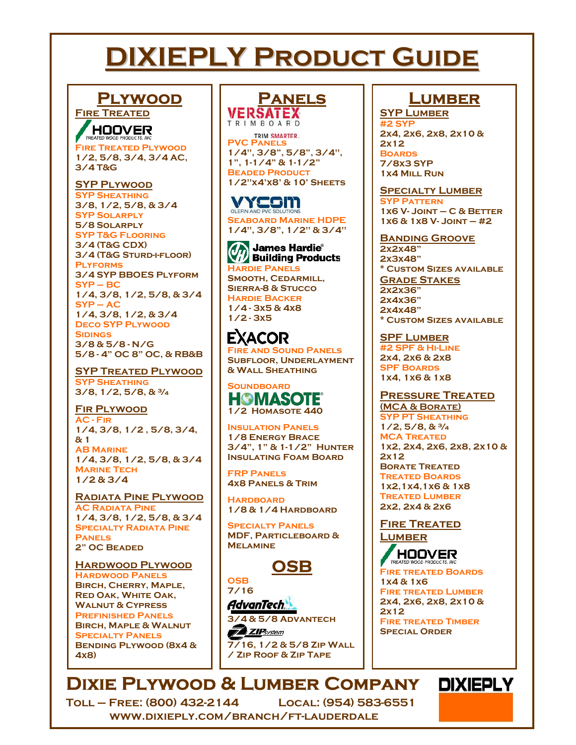# DIXIEPLY Product Guide

## Plywood

### Fire Treated

HOOVER
TREATED WOOD PRODUCTS, INC

**Fire Treated Plywood**
1/2, 5/8, 3/4, 3/4 AC, 3/4 T&G

### SYP Plywood

**SYP Sheathing**
3/8, 1/2, 5/8, & 3/4

**SYP Solarply**
5/8 Solarply

**SYP T&G Flooring**
3/4 (T&G CDX)
3/4 (T&G Sturd-I-Floor)

**Plyforms**
3/4 SYP BBOES Plyform

**SYP – BC**
1/4, 3/8, 1/2, 5/8, & 3/4

**SYP – AC**
1/4, 3/8, 1/2, & 3/4

**Deco SYP Plywood Sidings**
3/8 & 5/8 - N/G
5/8 - 4" OC 8" OC, & RB&B

### SYP Treated Plywood

**SYP Sheathing**
3/8, 1/2, 5/8, & ¾

### Fir Plywood

**AC - Fir**
1/4, 3/8, 1/2 , 5/8, 3/4, & 1

**AB Marine**
1/4, 3/8, 1/2, 5/8, & 3/4

**Marine Tech**
1/2 & 3/4

### Radiata Pine Plywood

**AC Radiata Pine**
1/4, 3/8, 1/2, 5/8, & 3/4

**Specialty Radiata Pine Panels**
2" OC Beaded

### Hardwood Plywood

**Hardwood Panels**
Birch, Cherry, Maple, Red Oak, White Oak, Walnut & Cypress

**Prefinished Panels**
Birch, Maple & Walnut

**Specialty Panels**
Bending Plywood (8x4 & 4x8)

## Panels

VERSATEX TRIMBOARD
TRIM SMARTER.

**PVC Panels**
1/4", 3/8", 5/8", 3/4", 1", 1-1/4" & 1-1/2"

**Beaded Product**
1/2"x4'x8' & 10' Sheets

VYCOM
OLEFIN AND PVC SOLUTIONS

**Seaboard Marine HDPE**
1/4", 3/8", 1/2" & 3/4"

James Hardie® Building Products

**Hardie Panels**
Smooth, Cedarmill, Sierra-8 & Stucco

**Hardie Backer**
1/4 - 3x5 & 4x8
1/2 - 3x5

EXACOR

**Fire and Sound Panels**
Subfloor, Underlayment & Wall Sheathing

**Soundboard**
HOMASOTE®
1/2 Homasote 440

**Insulation Panels**
1/8 Energy Brace
3/4", 1" & 1-1/2" Hunter Insulating Foam Board

**FRP Panels**
4x8 Panels & Trim

**Hardboard**
1/8 & 1/4 Hardboard

**Specialty Panels**
MDF, Particleboard & Melamine

## OSB

**OSB**
7/16

AdvanTech
3/4 & 5/8 AdvanTech

ZIP System
7/16, 1/2 & 5/8 Zip Wall / Zip Roof & Zip Tape

## Lumber

### SYP Lumber

**#2 SYP**
2x4, 2x6, 2x8, 2x10 & 2x12

**Boards**
7/8x3 SYP
1x4 Mill Run

### Specialty Lumber

**SYP Pattern**
1x6 V- Joint – C & Better
1x6 & 1x8 V- Joint – #2

### Banding Groove

2x2x48"
2x3x48"
* Custom Sizes available

### Grade Stakes

2x2x36"
2x4x36"
2x4x48"
* Custom Sizes available

### SPF Lumber

**#2 SPF & Hi-Line**
2x4, 2x6 & 2x8

**SPF Boards**
1x4, 1x6 & 1x8

### Pressure Treated (MCA & Borate)

**SYP PT Sheathing**
1/2, 5/8, & ¾

**MCA Treated**
1x2, 2x4, 2x6, 2x8, 2x10 & 2x12

Borate Treated

**Treated Boards**
1x2, 1x4, 1x6 & 1x8

**Treated Lumber**
2x2, 2x4 & 2x6

### Fire Treated Lumber

HOOVER
TREATED WOOD PRODUCTS, INC

**Fire treated Boards**
1x4 & 1x6

**Fire treated Lumber**
2x4, 2x6, 2x8, 2x10 & 2x12

**Fire treated Timber**
Special Order

## Dixie Plywood & Lumber Company

Toll – Free: (800) 432-2144 Local: (954) 583-6551

www.dixieply.com/branch/ft-lauderdale

DIXIEPLY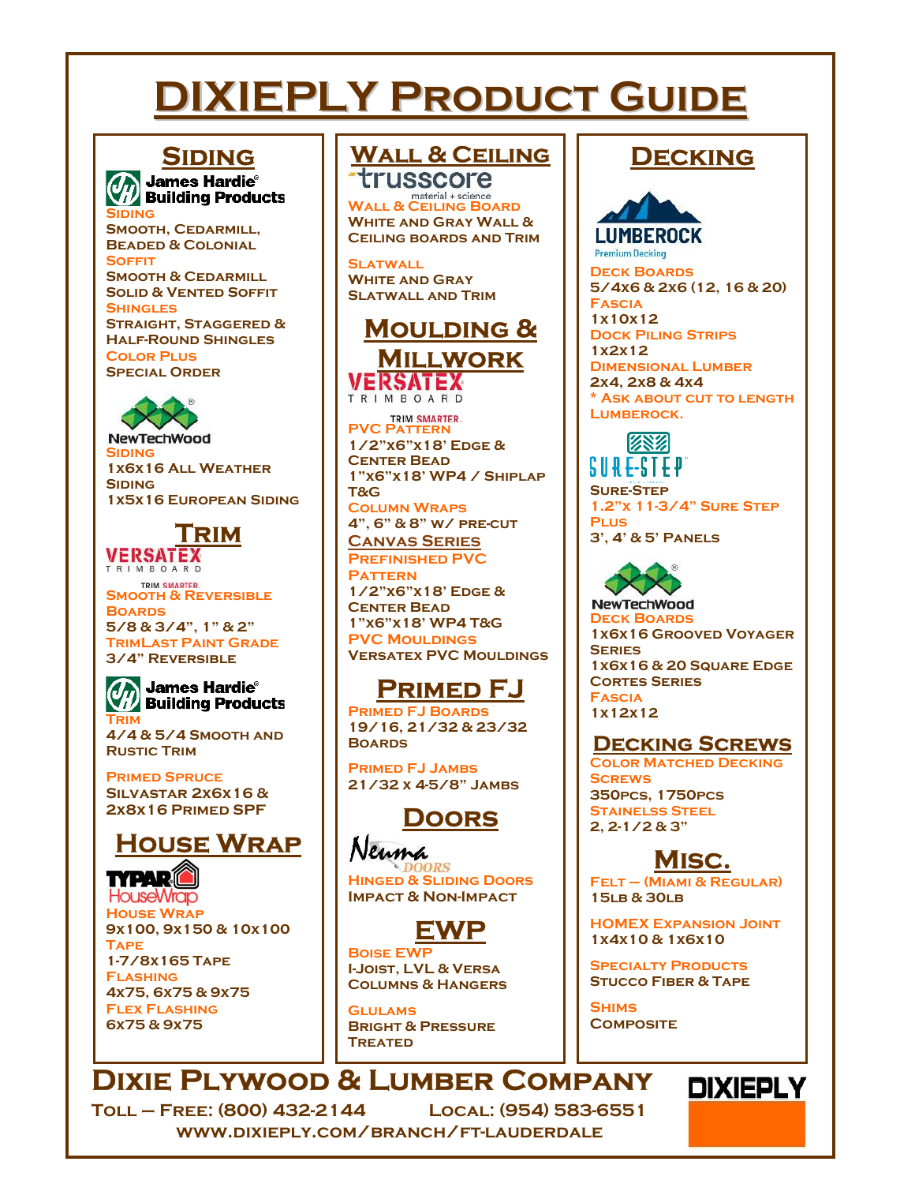# DIXIEPLY Product Guide

## Siding

James Hardie® Building Products

**Siding**
Smooth, Cedarmill, Beaded & Colonial

**Soffit**
Smooth & Cedarmill
Solid & Vented Soffit

**Shingles**
Straight, Staggered & Half-Round Shingles

**Color Plus**
Special Order

NewTechWood

**Siding**
1x6x16 All Weather Siding
1x5x16 European Siding

## Trim

VERSATEX TRIMBOARD — TRIM SMARTER.

**Smooth & Reversible Boards**
5/8 & 3/4", 1" & 2"

**TrimLast Paint Grade**
3/4" Reversible

James Hardie® Building Products

**Trim**
4/4 & 5/4 Smooth and Rustic Trim

**Primed Spruce**
Silvastar 2x6x16 & 2x8x16 Primed SPF

## House Wrap

TYPAR HouseWrap

**House Wrap**
9x100, 9x150 & 10x100

**Tape**
1-7/8x165 Tape

**Flashing**
4x75, 6x75 & 9x75

**Flex Flashing**
6x75 & 9x75

## Wall & Ceiling

trusscore — material + science

**Wall & Ceiling Board**
White and Gray Wall & Ceiling boards and Trim

**Slatwall**
White and Gray Slatwall and Trim

## Moulding & Millwork

VERSATEX TRIMBOARD — TRIM SMARTER.

**PVC Pattern**
1/2"x6"x18' Edge & Center Bead
1"x6"x18' WP4 / Shiplap T&G

**Column Wraps**
4", 6" & 8" w/ pre-cut

**Canvas Series**

**Prefinished PVC Pattern**
1/2"x6"x18' Edge & Center Bead
1"x6"x18' WP4 T&G

**PVC Mouldings**
Versatex PVC Mouldings

## Primed FJ

**Primed FJ Boards**
19/16, 21/32 & 23/32 Boards

**Primed FJ Jambs**
21/32 x 4-5/8" Jambs

## Doors

Neuma Doors

**Hinged & Sliding Doors**
Impact & Non-Impact

## EWP

**Boise EWP**
I-Joist, LVL & Versa Columns & Hangers

**Glulams**
Bright & Pressure Treated

## Decking

LUMBEROCK Premium Decking

**Deck Boards**
5/4x6 & 2x6 (12, 16 & 20)

**Fascia**
1x10x12

**Dock Piling Strips**
1x2x12

**Dimensional Lumber**
2x4, 2x8 & 4x4

**\* Ask about cut to length Lumberock.**

SURE-STEP

Sure-Step
**1.2"x 11-3/4" Sure Step Plus**
3', 4' & 5' Panels

NewTechWood

**Deck Boards**
1x6x16 Grooved Voyager Series
1x6x16 & 20 Square Edge Cortes Series

**Fascia**
1x12x12

## Decking Screws

**Color Matched Decking Screws**
350pcs, 1750pcs

**Stainelss Steel**
2, 2-1/2 & 3"

## Misc.

**Felt – (Miami & Regular)**
15lb & 30lb

**HOMEX Expansion Joint**
1x4x10 & 1x6x10

**Specialty Products**
Stucco Fiber & Tape

**Shims**
Composite

## Dixie Plywood & Lumber Company

Toll – Free: (800) 432-2144 Local: (954) 583-6551

www.dixieply.com/branch/ft-lauderdale

DIXIEPLY